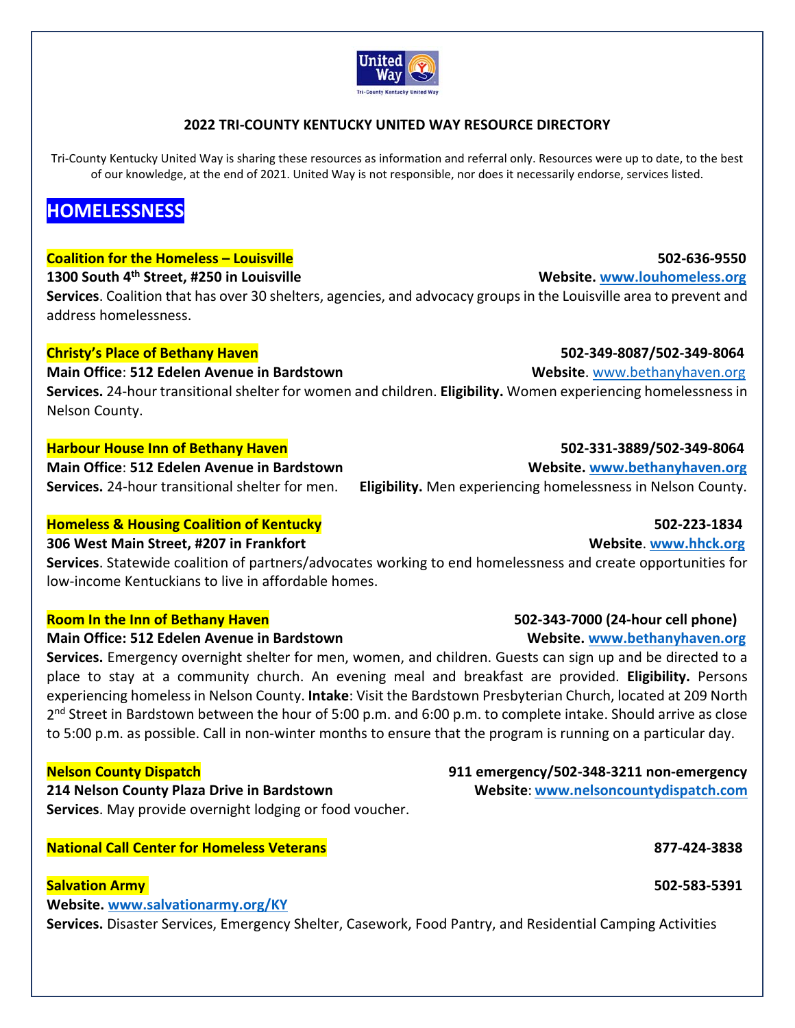## 2022 TRI-COUNTY KENTUCKY UNITED WAY RESOURCE DIRECTORY

Tri-County Kentucky United Way is sharing these resources as information and referral only. Resources were up to date, to the best of our knowledge, at the end of 2021. United Way is not responsible, nor does it necessarily endorse, services listed.

# HOMELESSNESS

**Coalition for the Homeless – Louisville** **502-636-9550**
**1300 South 4th Street, #250 in Louisville** **Website. www.louhomeless.org**
**Services**. Coalition that has over 30 shelters, agencies, and advocacy groups in the Louisville area to prevent and address homelessness.

**Christy's Place of Bethany Haven** **502-349-8087/502-349-8064**
**Main Office**: **512 Edelen Avenue in Bardstown** **Website**. www.bethanyhaven.org
**Services.** 24-hour transitional shelter for women and children. **Eligibility.** Women experiencing homelessness in Nelson County.

**Harbour House Inn of Bethany Haven** **502-331-3889/502-349-8064**
**Main Office**: **512 Edelen Avenue in Bardstown** **Website. www.bethanyhaven.org**
**Services.** 24-hour transitional shelter for men. **Eligibility.** Men experiencing homelessness in Nelson County.

**Homeless & Housing Coalition of Kentucky** **502-223-1834**
**306 West Main Street, #207 in Frankfort** **Website**. **www.hhck.org**
**Services**. Statewide coalition of partners/advocates working to end homelessness and create opportunities for low-income Kentuckians to live in affordable homes.

**Room In the Inn of Bethany Haven** **502-343-7000 (24-hour cell phone)**
**Main Office: 512 Edelen Avenue in Bardstown** **Website. www.bethanyhaven.org**
**Services.** Emergency overnight shelter for men, women, and children. Guests can sign up and be directed to a place to stay at a community church. An evening meal and breakfast are provided. **Eligibility.** Persons experiencing homeless in Nelson County. **Intake**: Visit the Bardstown Presbyterian Church, located at 209 North 2nd Street in Bardstown between the hour of 5:00 p.m. and 6:00 p.m. to complete intake. Should arrive as close to 5:00 p.m. as possible. Call in non-winter months to ensure that the program is running on a particular day.

**Nelson County Dispatch** **911 emergency/502-348-3211 non-emergency**
**214 Nelson County Plaza Drive in Bardstown** **Website**: **www.nelsoncountydispatch.com**
**Services**. May provide overnight lodging or food voucher.

**National Call Center for Homeless Veterans** **877-424-3838**

**Salvation Army** **502-583-5391**
**Website. www.salvationarmy.org/KY**
**Services.** Disaster Services, Emergency Shelter, Casework, Food Pantry, and Residential Camping Activities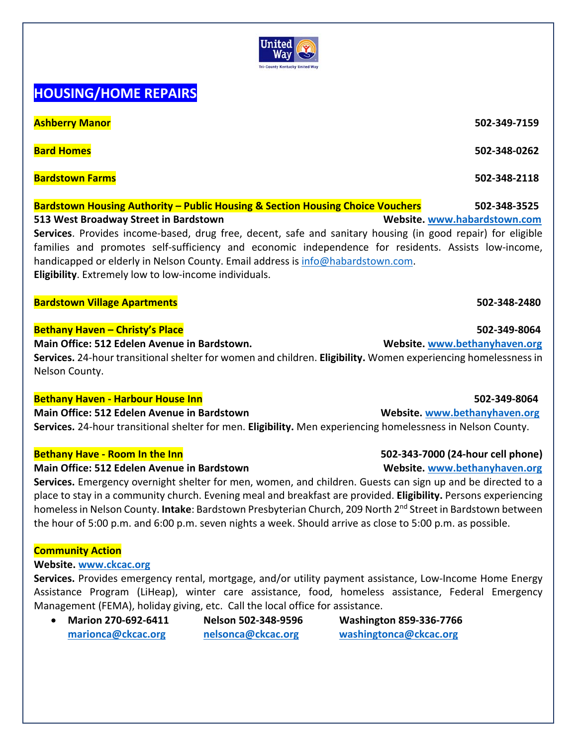# HOUSING/HOME REPAIRS

**Ashberry Manor** **502-349-7159**

**Bard Homes** **502-348-0262**

**Bardstown Farms** **502-348-2118**

**Bardstown Housing Authority – Public Housing & Section Housing Choice Vouchers** **502-348-3525**
**513 West Broadway Street in Bardstown** **Website. www.habardstown.com**
**Services**. Provides income-based, drug free, decent, safe and sanitary housing (in good repair) for eligible families and promotes self-sufficiency and economic independence for residents. Assists low-income, handicapped or elderly in Nelson County. Email address is info@habardstown.com.
**Eligibility**. Extremely low to low-income individuals.

**Bardstown Village Apartments** **502-348-2480**

**Bethany Haven – Christy's Place** **502-349-8064**
**Main Office: 512 Edelen Avenue in Bardstown.** **Website. www.bethanyhaven.org**
**Services.** 24-hour transitional shelter for women and children. **Eligibility.** Women experiencing homelessness in Nelson County.

**Bethany Haven - Harbour House Inn** **502-349-8064**
**Main Office: 512 Edelen Avenue in Bardstown** **Website. www.bethanyhaven.org**
**Services.** 24-hour transitional shelter for men. **Eligibility.** Men experiencing homelessness in Nelson County.

**Bethany Have - Room In the Inn** **502-343-7000 (24-hour cell phone)**
**Main Office: 512 Edelen Avenue in Bardstown** **Website. www.bethanyhaven.org**
**Services.** Emergency overnight shelter for men, women, and children. Guests can sign up and be directed to a place to stay in a community church. Evening meal and breakfast are provided. **Eligibility.** Persons experiencing homeless in Nelson County. **Intake**: Bardstown Presbyterian Church, 209 North 2nd Street in Bardstown between the hour of 5:00 p.m. and 6:00 p.m. seven nights a week. Should arrive as close to 5:00 p.m. as possible.

**Community Action**
**Website. www.ckcac.org**
**Services.** Provides emergency rental, mortgage, and/or utility payment assistance, Low-Income Home Energy Assistance Program (LiHeap), winter care assistance, food, homeless assistance, Federal Emergency Management (FEMA), holiday giving, etc. Call the local office for assistance.

- **Marion 270-692-6411** marionca@ckcac.org **Nelson 502-348-9596** nelsonca@ckcac.org **Washington 859-336-7766** washingtonca@ckcac.org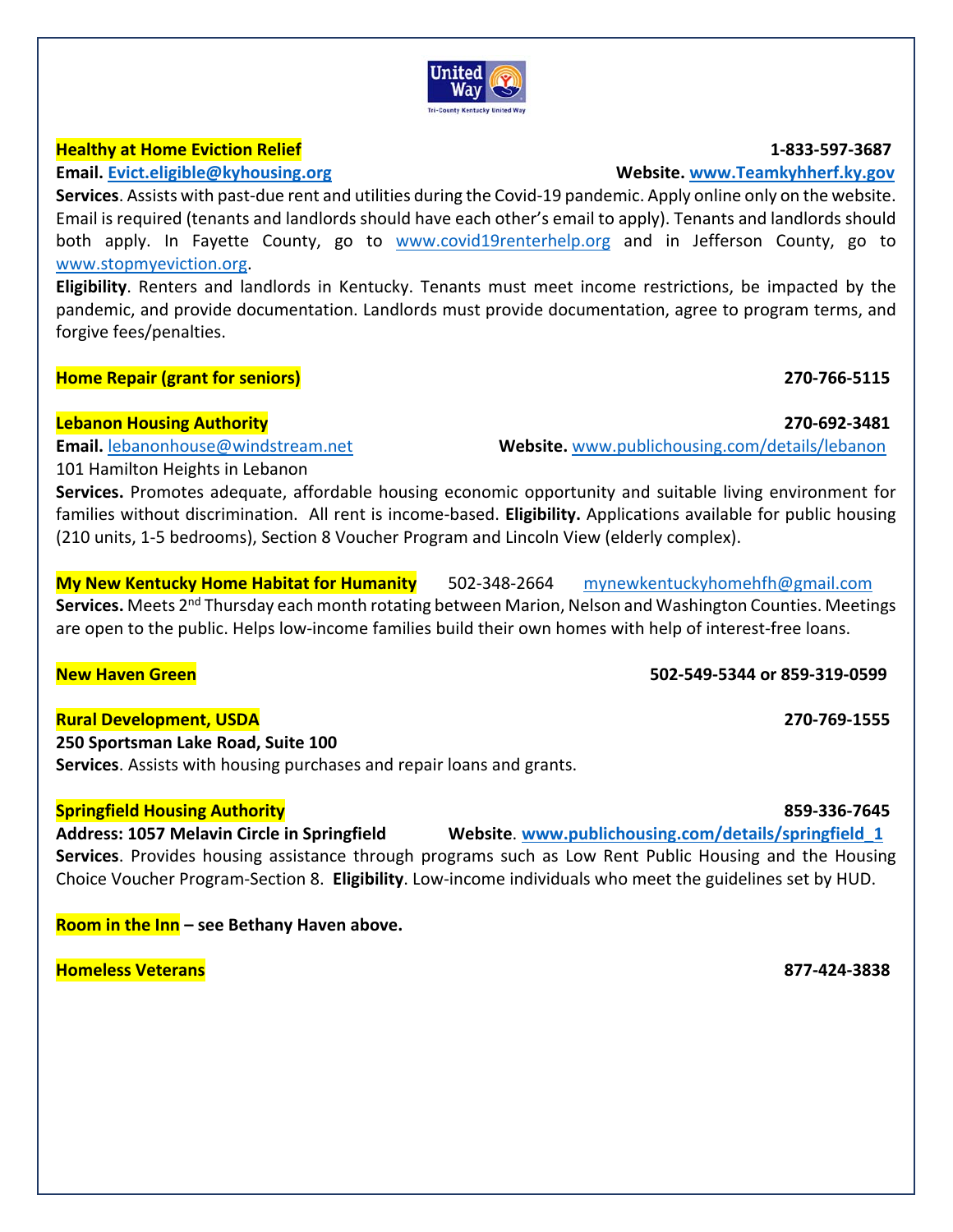**Healthy at Home Eviction Relief** 1-833-597-3687

**Email.** Evict.eligible@kyhousing.org **Website.** www.Teamkyhherf.ky.gov

**Services**. Assists with past-due rent and utilities during the Covid-19 pandemic. Apply online only on the website. Email is required (tenants and landlords should have each other's email to apply). Tenants and landlords should both apply. In Fayette County, go to www.covid19renterhelp.org and in Jefferson County, go to www.stopmyeviction.org.

**Eligibility**. Renters and landlords in Kentucky. Tenants must meet income restrictions, be impacted by the pandemic, and provide documentation. Landlords must provide documentation, agree to program terms, and forgive fees/penalties.

**Home Repair (grant for seniors)** 270-766-5115

**Lebanon Housing Authority** 270-692-3481

**Email.** lebanonhouse@windstream.net **Website.** www.publichousing.com/details/lebanon

101 Hamilton Heights in Lebanon

**Services.** Promotes adequate, affordable housing economic opportunity and suitable living environment for families without discrimination. All rent is income-based. **Eligibility.** Applications available for public housing (210 units, 1-5 bedrooms), Section 8 Voucher Program and Lincoln View (elderly complex).

**My New Kentucky Home Habitat for Humanity** 502-348-2664 mynewkentuckyhomehfh@gmail.com

**Services.** Meets 2nd Thursday each month rotating between Marion, Nelson and Washington Counties. Meetings are open to the public. Helps low-income families build their own homes with help of interest-free loans.

**New Haven Green** 502-549-5344 or 859-319-0599

**Rural Development, USDA** 270-769-1555

**250 Sportsman Lake Road, Suite 100**

**Services**. Assists with housing purchases and repair loans and grants.

**Springfield Housing Authority** 859-336-7645

**Address: 1057 Melavin Circle in Springfield** **Website**. www.publichousing.com/details/springfield_1

**Services**. Provides housing assistance through programs such as Low Rent Public Housing and the Housing Choice Voucher Program-Section 8. **Eligibility**. Low-income individuals who meet the guidelines set by HUD.

**Room in the Inn – see Bethany Haven above.**

**Homeless Veterans** 877-424-3838